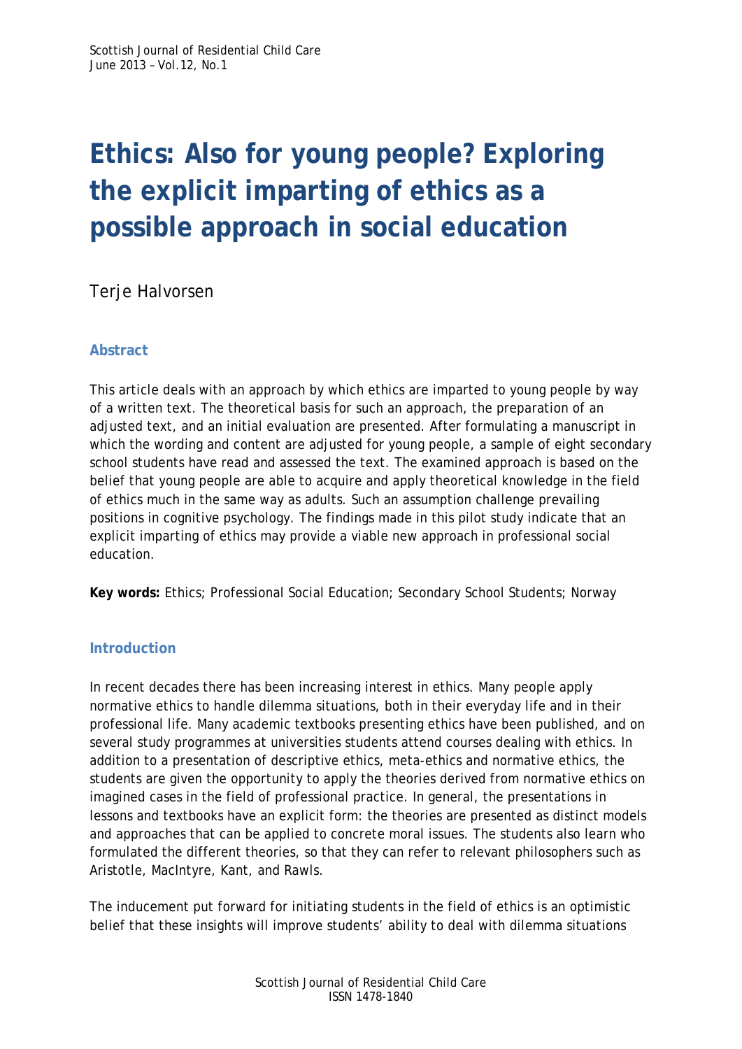# Ethics: Also for young people? Exploring the explicit imparting of ethics as a possible approach in social education

Terje Halvorsen

## Abstract

This article deals with an approach by which ethics are imparted to young people by way of a written text. The theoretical basis for such an approach, the preparation of an adjusted text, and an initial evaluation are presented. After formulating a manuscript in which the wording and content are adjusted for young people, a sample of eight secondary school students have read and assessed the text. The examined approach is based on the belief that young people are able to acquire and apply theoretical knowledge in the field of ethics much in the same way as adults. Such an assumption challenge prevailing positions in cognitive psychology. The findings made in this pilot study indicate that an explicit imparting of ethics may provide a viable new approach in professional social education.

**Key words:** Ethics; Professional Social Education; Secondary School Students; Norway

## Introduction

In recent decades there has been increasing interest in ethics. Many people apply normative ethics to handle dilemma situations, both in their everyday life and in their professional life. Many academic textbooks presenting ethics have been published, and on several study programmes at universities students attend courses dealing with ethics. In addition to a presentation of descriptive ethics, meta-ethics and normative ethics, the students are given the opportunity to apply the theories derived from normative ethics on imagined cases in the field of professional practice. In general, the presentations in lessons and textbooks have an explicit form: the theories are presented as distinct models and approaches that can be applied to concrete moral issues. The students also learn who formulated the different theories, so that they can refer to relevant philosophers such as Aristotle, MacIntyre, Kant, and Rawls.

The inducement put forward for initiating students in the field of ethics is an optimistic belief that these insights will improve students' ability to deal with dilemma situations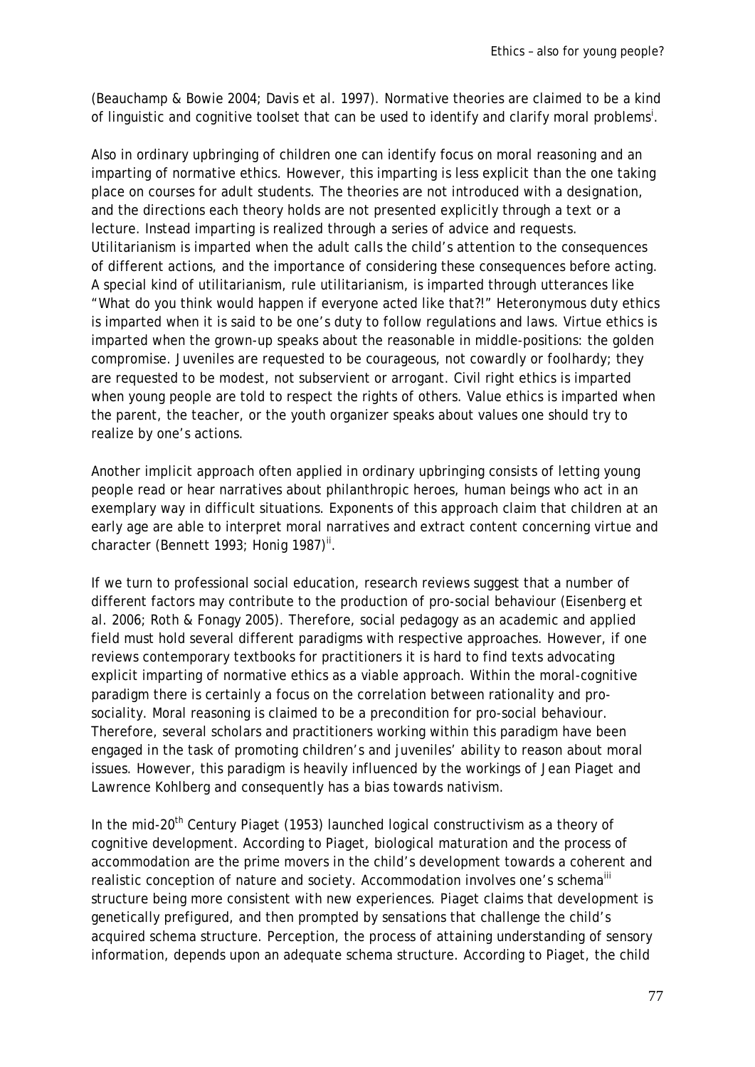(Beauchamp & Bowie 2004; Davis et al. 1997). Normative theories are claimed to be a kind of linguistic and cognitive toolset that can be used to identify and clarify moral problems[i].

Also in ordinary upbringing of children one can identify focus on moral reasoning and an imparting of normative ethics. However, this imparting is less explicit than the one taking place on courses for adult students. The theories are not introduced with a designation, and the directions each theory holds are not presented explicitly through a text or a lecture. Instead imparting is realized through a series of advice and requests. Utilitarianism is imparted when the adult calls the child's attention to the consequences of different actions, and the importance of considering these consequences before acting. A special kind of utilitarianism, rule utilitarianism, is imparted through utterances like "What do you think would happen if everyone acted like that?!" Heteronymous duty ethics is imparted when it is said to be one's duty to follow regulations and laws. Virtue ethics is imparted when the grown-up speaks about the reasonable in middle-positions: the golden compromise. Juveniles are requested to be courageous, not cowardly or foolhardy; they are requested to be modest, not subservient or arrogant. Civil right ethics is imparted when young people are told to respect the rights of others. Value ethics is imparted when the parent, the teacher, or the youth organizer speaks about values one should try to realize by one's actions.

Another implicit approach often applied in ordinary upbringing consists of letting young people read or hear narratives about philanthropic heroes, human beings who act in an exemplary way in difficult situations. Exponents of this approach claim that children at an early age are able to interpret moral narratives and extract content concerning virtue and character (Bennett 1993; Honig 1987)[ii].

If we turn to professional social education, research reviews suggest that a number of different factors may contribute to the production of pro-social behaviour (Eisenberg et al. 2006; Roth & Fonagy 2005). Therefore, social pedagogy as an academic and applied field must hold several different paradigms with respective approaches. However, if one reviews contemporary textbooks for practitioners it is hard to find texts advocating explicit imparting of normative ethics as a viable approach. Within the moral-cognitive paradigm there is certainly a focus on the correlation between rationality and pro-sociality. Moral reasoning is claimed to be a precondition for pro-social behaviour. Therefore, several scholars and practitioners working within this paradigm have been engaged in the task of promoting children's and juveniles' ability to reason about moral issues. However, this paradigm is heavily influenced by the workings of Jean Piaget and Lawrence Kohlberg and consequently has a bias towards nativism.

In the mid-20th Century Piaget (1953) launched logical constructivism as a theory of cognitive development. According to Piaget, biological maturation and the process of accommodation are the prime movers in the child's development towards a coherent and realistic conception of nature and society. Accommodation involves one's schema[iii] structure being more consistent with new experiences. Piaget claims that development is genetically prefigured, and then prompted by sensations that challenge the child's acquired schema structure. Perception, the process of attaining understanding of sensory information, depends upon an adequate schema structure. According to Piaget, the child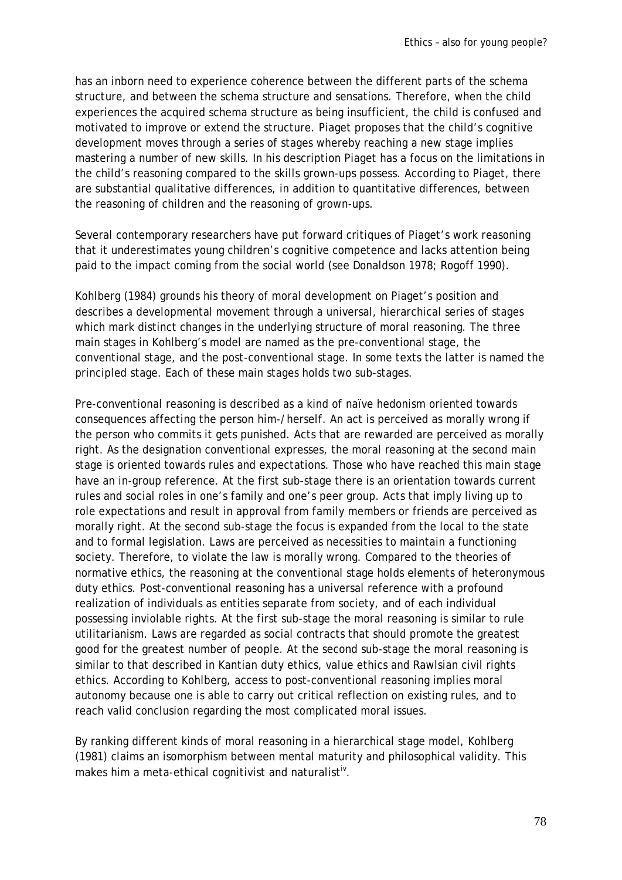has an inborn need to experience coherence between the different parts of the schema structure, and between the schema structure and sensations. Therefore, when the child experiences the acquired schema structure as being insufficient, the child is confused and motivated to improve or extend the structure. Piaget proposes that the child's cognitive development moves through a series of stages whereby reaching a new stage implies mastering a number of new skills. In his description Piaget has a focus on the limitations in the child's reasoning compared to the skills grown-ups possess. According to Piaget, there are substantial qualitative differences, in addition to quantitative differences, between the reasoning of children and the reasoning of grown-ups.

Several contemporary researchers have put forward critiques of Piaget's work reasoning that it underestimates young children's cognitive competence and lacks attention being paid to the impact coming from the social world (see Donaldson 1978; Rogoff 1990).

Kohlberg (1984) grounds his theory of moral development on Piaget's position and describes a developmental movement through a universal, hierarchical series of stages which mark distinct changes in the underlying structure of moral reasoning. The three main stages in Kohlberg's model are named as the pre-conventional stage, the conventional stage, and the post-conventional stage. In some texts the latter is named the principled stage. Each of these main stages holds two sub-stages.

Pre-conventional reasoning is described as a kind of naïve hedonism oriented towards consequences affecting the person him-/herself. An act is perceived as morally wrong if the person who commits it gets punished. Acts that are rewarded are perceived as morally right. As the designation conventional expresses, the moral reasoning at the second main stage is oriented towards rules and expectations. Those who have reached this main stage have an in-group reference. At the first sub-stage there is an orientation towards current rules and social roles in one's family and one's peer group. Acts that imply living up to role expectations and result in approval from family members or friends are perceived as morally right. At the second sub-stage the focus is expanded from the local to the state and to formal legislation. Laws are perceived as necessities to maintain a functioning society. Therefore, to violate the law is morally wrong. Compared to the theories of normative ethics, the reasoning at the conventional stage holds elements of heteronymous duty ethics. Post-conventional reasoning has a universal reference with a profound realization of individuals as entities separate from society, and of each individual possessing inviolable rights. At the first sub-stage the moral reasoning is similar to rule utilitarianism. Laws are regarded as social contracts that should promote the greatest good for the greatest number of people. At the second sub-stage the moral reasoning is similar to that described in Kantian duty ethics, value ethics and Rawlsian civil rights ethics. According to Kohlberg, access to post-conventional reasoning implies moral autonomy because one is able to carry out critical reflection on existing rules, and to reach valid conclusion regarding the most complicated moral issues.

By ranking different kinds of moral reasoning in a hierarchical stage model, Kohlberg (1981) claims an isomorphism between mental maturity and philosophical validity. This makes him a meta-ethical cognitivist and naturalist[iv].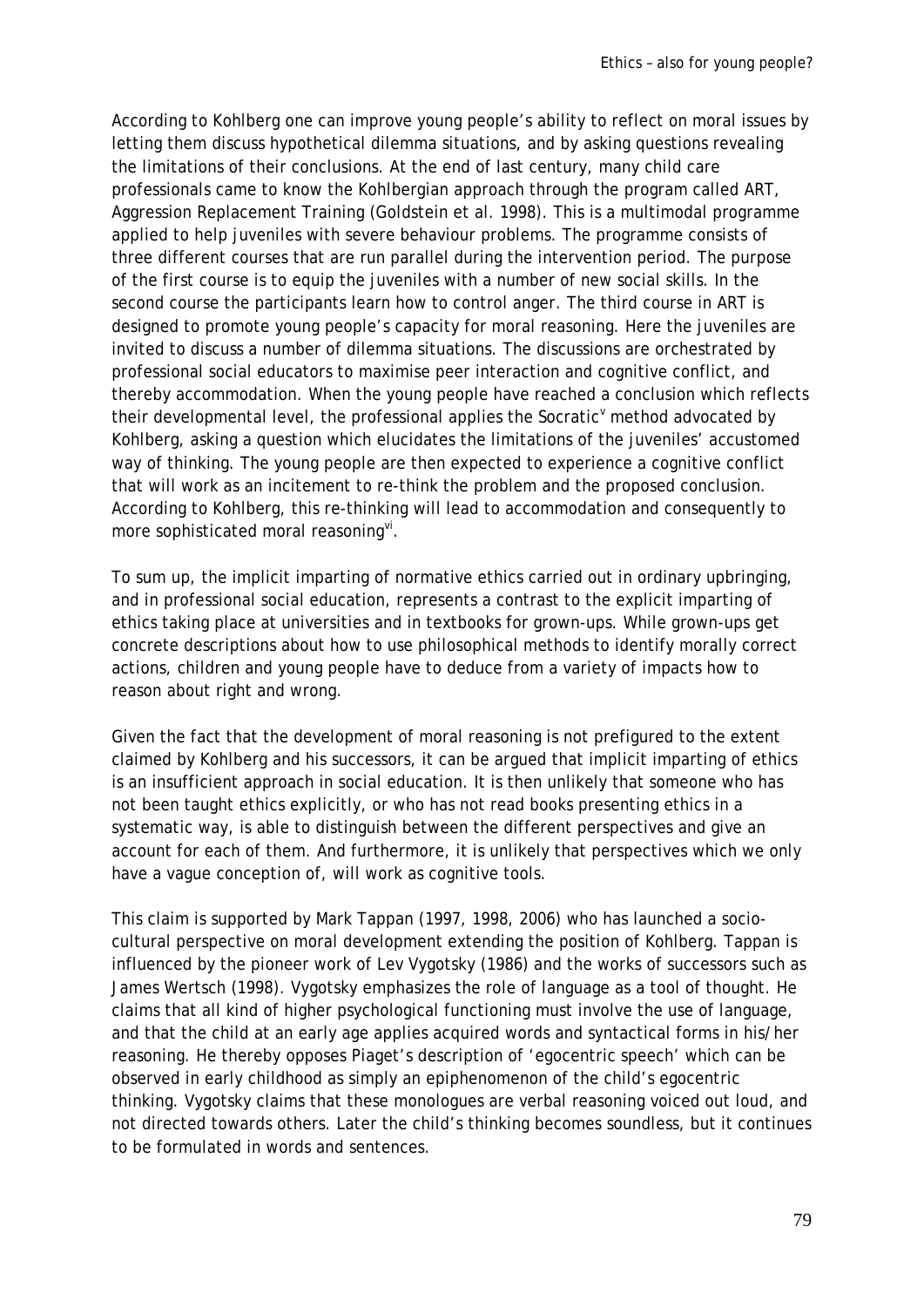According to Kohlberg one can improve young people's ability to reflect on moral issues by letting them discuss hypothetical dilemma situations, and by asking questions revealing the limitations of their conclusions. At the end of last century, many child care professionals came to know the Kohlbergian approach through the program called ART, Aggression Replacement Training (Goldstein et al. 1998). This is a multimodal programme applied to help juveniles with severe behaviour problems. The programme consists of three different courses that are run parallel during the intervention period. The purpose of the first course is to equip the juveniles with a number of new social skills. In the second course the participants learn how to control anger. The third course in ART is designed to promote young people's capacity for moral reasoning. Here the juveniles are invited to discuss a number of dilemma situations. The discussions are orchestrated by professional social educators to maximise peer interaction and cognitive conflict, and thereby accommodation. When the young people have reached a conclusion which reflects their developmental level, the professional applies the Socratic[v] method advocated by Kohlberg, asking a question which elucidates the limitations of the juveniles' accustomed way of thinking. The young people are then expected to experience a cognitive conflict that will work as an incitement to re-think the problem and the proposed conclusion. According to Kohlberg, this re-thinking will lead to accommodation and consequently to more sophisticated moral reasoning[vi].

To sum up, the implicit imparting of normative ethics carried out in ordinary upbringing, and in professional social education, represents a contrast to the explicit imparting of ethics taking place at universities and in textbooks for grown-ups. While grown-ups get concrete descriptions about how to use philosophical methods to identify morally correct actions, children and young people have to deduce from a variety of impacts how to reason about right and wrong.

Given the fact that the development of moral reasoning is not prefigured to the extent claimed by Kohlberg and his successors, it can be argued that implicit imparting of ethics is an insufficient approach in social education. It is then unlikely that someone who has not been taught ethics explicitly, or who has not read books presenting ethics in a systematic way, is able to distinguish between the different perspectives and give an account for each of them. And furthermore, it is unlikely that perspectives which we only have a vague conception of, will work as cognitive tools.

This claim is supported by Mark Tappan (1997, 1998, 2006) who has launched a socio-cultural perspective on moral development extending the position of Kohlberg. Tappan is influenced by the pioneer work of Lev Vygotsky (1986) and the works of successors such as James Wertsch (1998). Vygotsky emphasizes the role of language as a tool of thought. He claims that all kind of higher psychological functioning must involve the use of language, and that the child at an early age applies acquired words and syntactical forms in his/her reasoning. He thereby opposes Piaget's description of 'egocentric speech' which can be observed in early childhood as simply an epiphenomenon of the child's egocentric thinking. Vygotsky claims that these monologues are verbal reasoning voiced out loud, and not directed towards others. Later the child's thinking becomes soundless, but it continues to be formulated in words and sentences.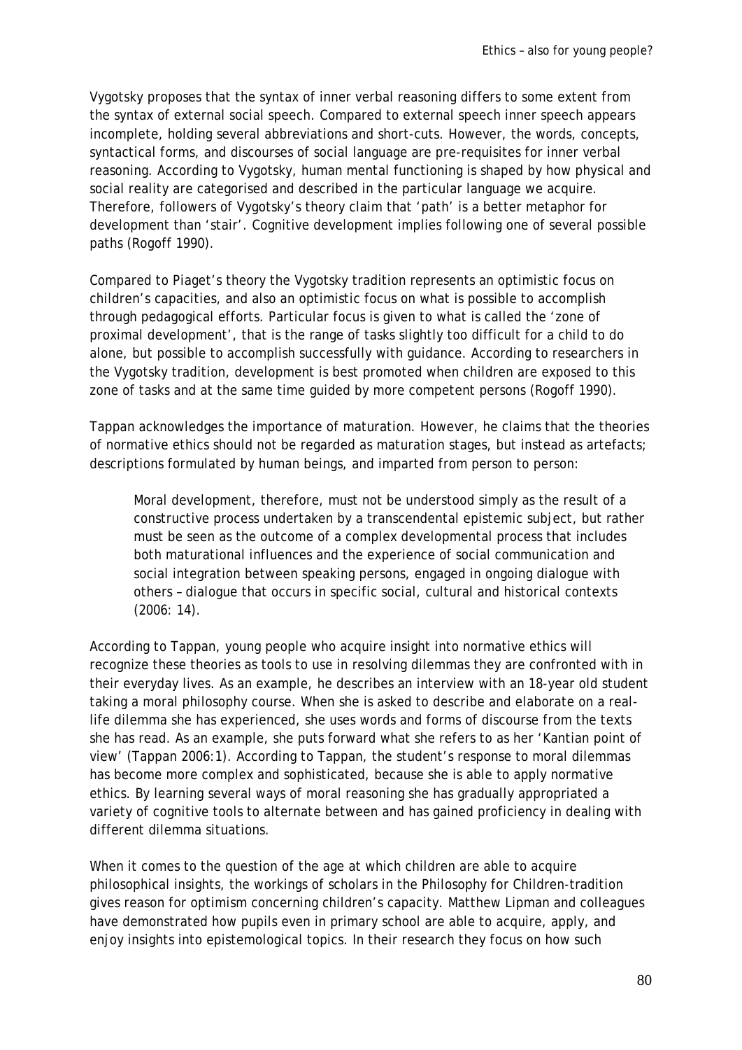Vygotsky proposes that the syntax of inner verbal reasoning differs to some extent from the syntax of external social speech. Compared to external speech inner speech appears incomplete, holding several abbreviations and short-cuts. However, the words, concepts, syntactical forms, and discourses of social language are pre-requisites for inner verbal reasoning. According to Vygotsky, human mental functioning is shaped by how physical and social reality are categorised and described in the particular language we acquire. Therefore, followers of Vygotsky's theory claim that 'path' is a better metaphor for development than 'stair'. Cognitive development implies following one of several possible paths (Rogoff 1990).

Compared to Piaget's theory the Vygotsky tradition represents an optimistic focus on children's capacities, and also an optimistic focus on what is possible to accomplish through pedagogical efforts. Particular focus is given to what is called the 'zone of proximal development', that is the range of tasks slightly too difficult for a child to do alone, but possible to accomplish successfully with guidance. According to researchers in the Vygotsky tradition, development is best promoted when children are exposed to this zone of tasks and at the same time guided by more competent persons (Rogoff 1990).

Tappan acknowledges the importance of maturation. However, he claims that the theories of normative ethics should not be regarded as maturation stages, but instead as artefacts; descriptions formulated by human beings, and imparted from person to person:

> Moral development, therefore, must not be understood simply as the result of a constructive process undertaken by a transcendental epistemic subject, but rather must be seen as the outcome of a complex developmental process that includes both maturational influences and the experience of social communication and social integration between speaking persons, engaged in ongoing dialogue with others – dialogue that occurs in specific social, cultural and historical contexts (2006: 14).

According to Tappan, young people who acquire insight into normative ethics will recognize these theories as tools to use in resolving dilemmas they are confronted with in their everyday lives. As an example, he describes an interview with an 18-year old student taking a moral philosophy course. When she is asked to describe and elaborate on a real-life dilemma she has experienced, she uses words and forms of discourse from the texts she has read. As an example, she puts forward what she refers to as her 'Kantian point of view' (Tappan 2006:1). According to Tappan, the student's response to moral dilemmas has become more complex and sophisticated, because she is able to apply normative ethics. By learning several ways of moral reasoning she has gradually appropriated a variety of cognitive tools to alternate between and has gained proficiency in dealing with different dilemma situations.

When it comes to the question of the age at which children are able to acquire philosophical insights, the workings of scholars in the Philosophy for Children-tradition gives reason for optimism concerning children's capacity. Matthew Lipman and colleagues have demonstrated how pupils even in primary school are able to acquire, apply, and enjoy insights into epistemological topics. In their research they focus on how such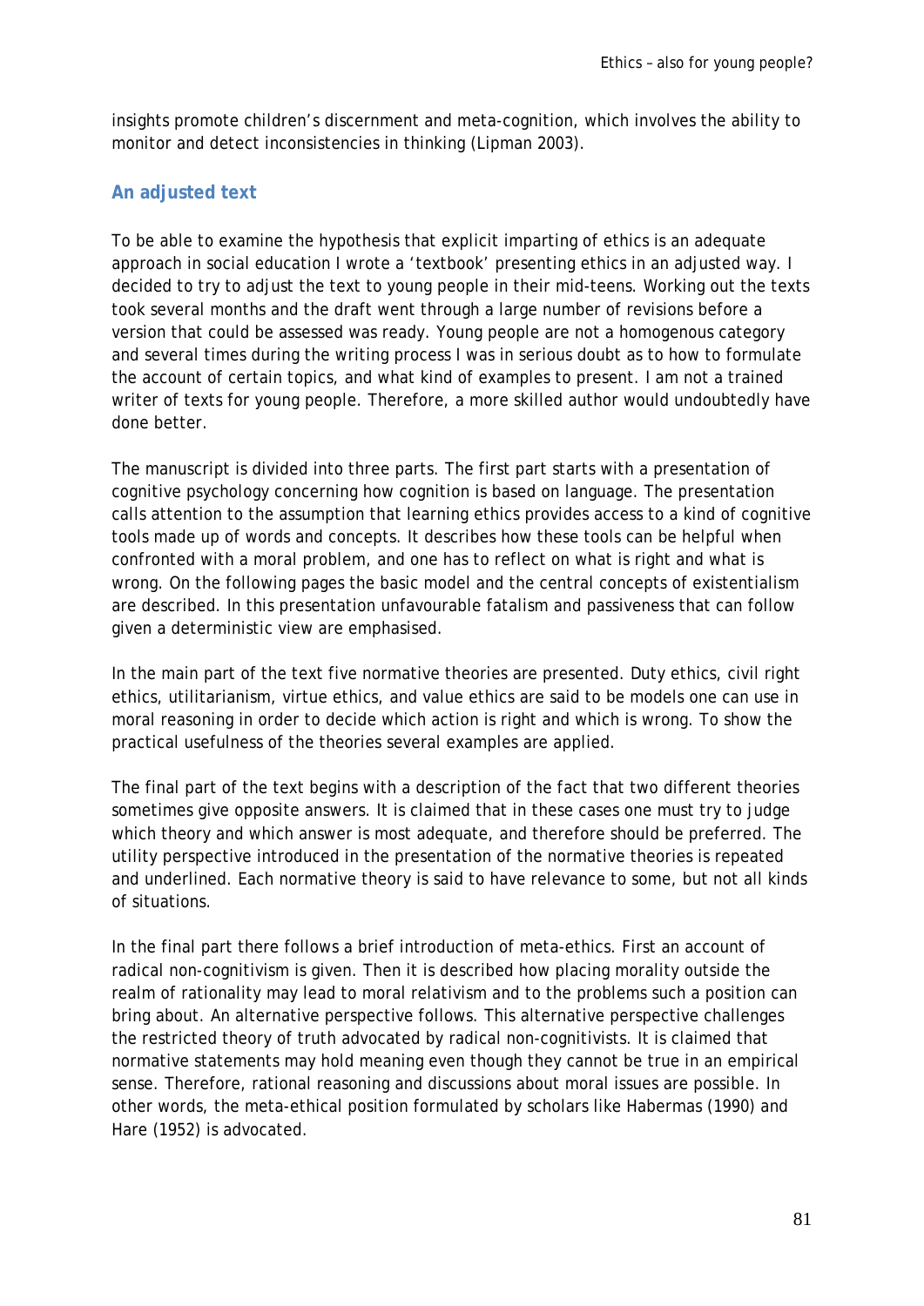insights promote children's discernment and meta-cognition, which involves the ability to monitor and detect inconsistencies in thinking (Lipman 2003).

## An adjusted text

To be able to examine the hypothesis that explicit imparting of ethics is an adequate approach in social education I wrote a 'textbook' presenting ethics in an adjusted way. I decided to try to adjust the text to young people in their mid-teens. Working out the texts took several months and the draft went through a large number of revisions before a version that could be assessed was ready. Young people are not a homogenous category and several times during the writing process I was in serious doubt as to how to formulate the account of certain topics, and what kind of examples to present. I am not a trained writer of texts for young people. Therefore, a more skilled author would undoubtedly have done better.

The manuscript is divided into three parts. The first part starts with a presentation of cognitive psychology concerning how cognition is based on language. The presentation calls attention to the assumption that learning ethics provides access to a kind of cognitive tools made up of words and concepts. It describes how these tools can be helpful when confronted with a moral problem, and one has to reflect on what is right and what is wrong. On the following pages the basic model and the central concepts of existentialism are described. In this presentation unfavourable fatalism and passiveness that can follow given a deterministic view are emphasised.

In the main part of the text five normative theories are presented. Duty ethics, civil right ethics, utilitarianism, virtue ethics, and value ethics are said to be models one can use in moral reasoning in order to decide which action is right and which is wrong. To show the practical usefulness of the theories several examples are applied.

The final part of the text begins with a description of the fact that two different theories sometimes give opposite answers. It is claimed that in these cases one must try to judge which theory and which answer is most adequate, and therefore should be preferred. The utility perspective introduced in the presentation of the normative theories is repeated and underlined. Each normative theory is said to have relevance to some, but not all kinds of situations.

In the final part there follows a brief introduction of meta-ethics. First an account of radical non-cognitivism is given. Then it is described how placing morality outside the realm of rationality may lead to moral relativism and to the problems such a position can bring about. An alternative perspective follows. This alternative perspective challenges the restricted theory of truth advocated by radical non-cognitivists. It is claimed that normative statements may hold meaning even though they cannot be true in an empirical sense. Therefore, rational reasoning and discussions about moral issues are possible. In other words, the meta-ethical position formulated by scholars like Habermas (1990) and Hare (1952) is advocated.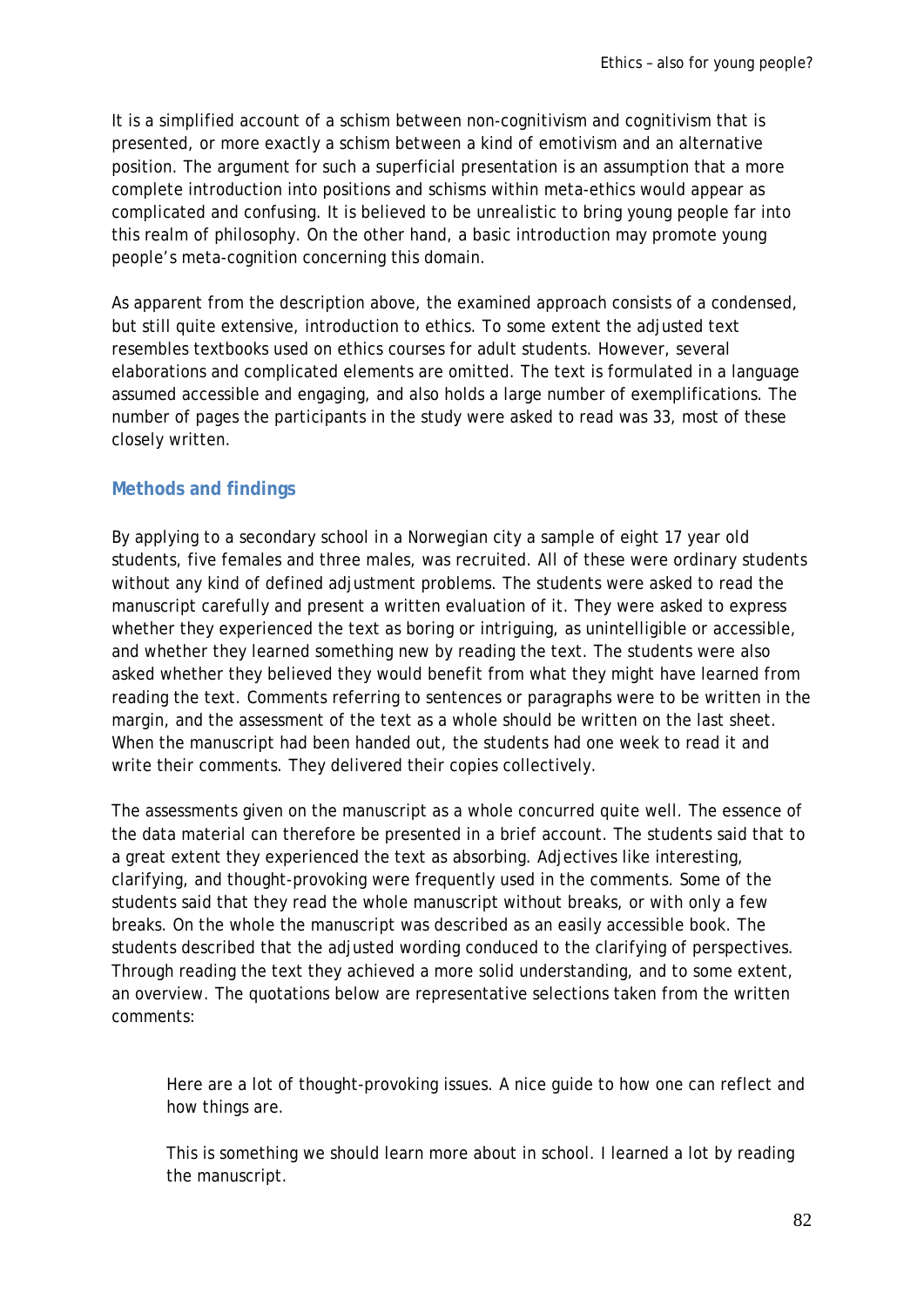It is a simplified account of a schism between non-cognitivism and cognitivism that is presented, or more exactly a schism between a kind of emotivism and an alternative position. The argument for such a superficial presentation is an assumption that a more complete introduction into positions and schisms within meta-ethics would appear as complicated and confusing. It is believed to be unrealistic to bring young people far into this realm of philosophy. On the other hand, a basic introduction may promote young people's meta-cognition concerning this domain.

As apparent from the description above, the examined approach consists of a condensed, but still quite extensive, introduction to ethics. To some extent the adjusted text resembles textbooks used on ethics courses for adult students. However, several elaborations and complicated elements are omitted. The text is formulated in a language assumed accessible and engaging, and also holds a large number of exemplifications. The number of pages the participants in the study were asked to read was 33, most of these closely written.

### Methods and findings

By applying to a secondary school in a Norwegian city a sample of eight 17 year old students, five females and three males, was recruited. All of these were ordinary students without any kind of defined adjustment problems. The students were asked to read the manuscript carefully and present a written evaluation of it. They were asked to express whether they experienced the text as boring or intriguing, as unintelligible or accessible, and whether they learned something new by reading the text. The students were also asked whether they believed they would benefit from what they might have learned from reading the text. Comments referring to sentences or paragraphs were to be written in the margin, and the assessment of the text as a whole should be written on the last sheet. When the manuscript had been handed out, the students had one week to read it and write their comments. They delivered their copies collectively.

The assessments given on the manuscript as a whole concurred quite well. The essence of the data material can therefore be presented in a brief account. The students said that to a great extent they experienced the text as absorbing. Adjectives like interesting, clarifying, and thought-provoking were frequently used in the comments. Some of the students said that they read the whole manuscript without breaks, or with only a few breaks. On the whole the manuscript was described as an easily accessible book. The students described that the adjusted wording conduced to the clarifying of perspectives. Through reading the text they achieved a more solid understanding, and to some extent, an overview. The quotations below are representative selections taken from the written comments:

> Here are a lot of thought-provoking issues. A nice guide to how one can reflect and how things are.
>
> This is something we should learn more about in school. I learned a lot by reading the manuscript.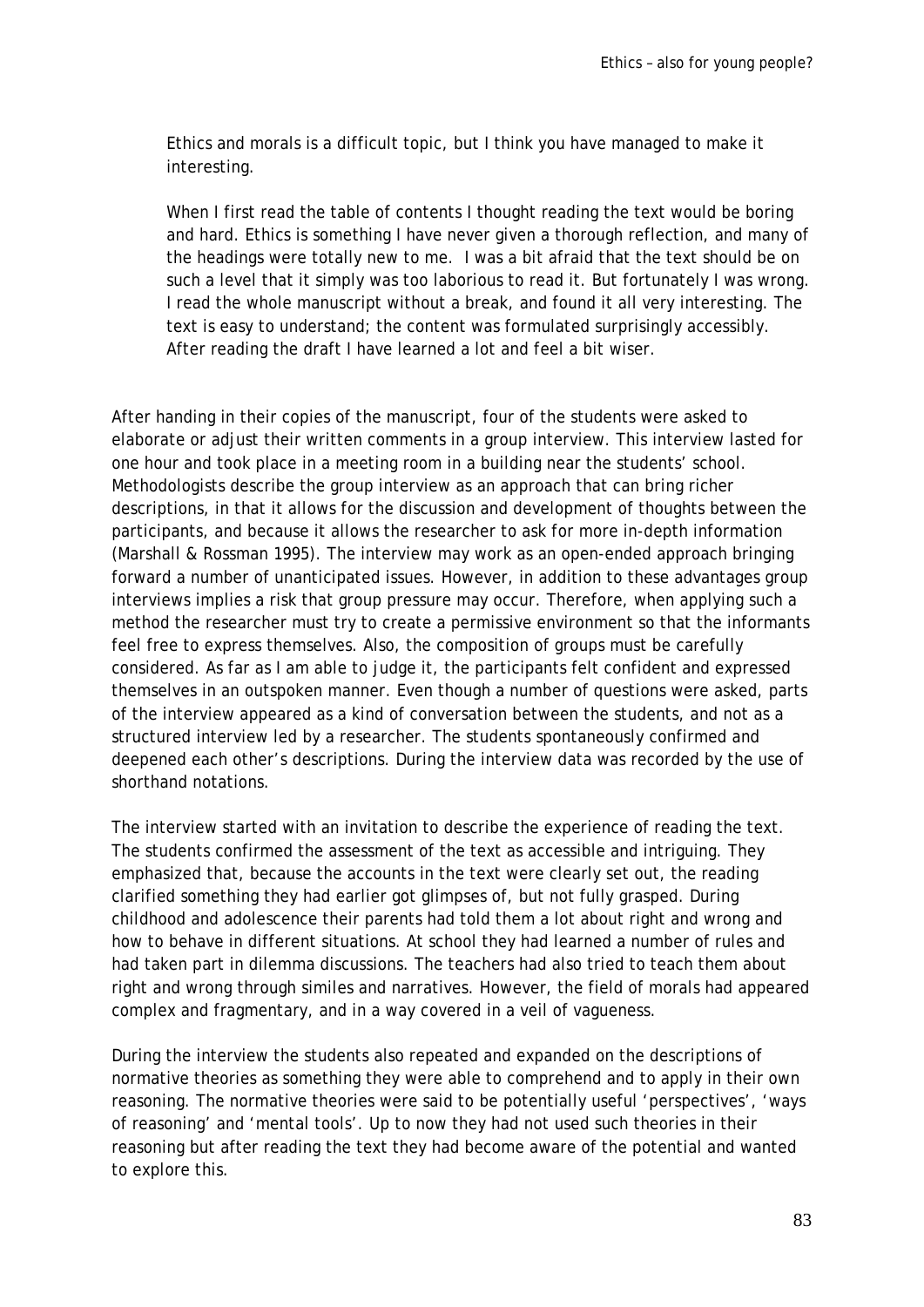> Ethics and morals is a difficult topic, but I think you have managed to make it interesting.
>
> When I first read the table of contents I thought reading the text would be boring and hard. Ethics is something I have never given a thorough reflection, and many of the headings were totally new to me. I was a bit afraid that the text should be on such a level that it simply was too laborious to read it. But fortunately I was wrong. I read the whole manuscript without a break, and found it all very interesting. The text is easy to understand; the content was formulated surprisingly accessibly. After reading the draft I have learned a lot and feel a bit wiser.

After handing in their copies of the manuscript, four of the students were asked to elaborate or adjust their written comments in a group interview. This interview lasted for one hour and took place in a meeting room in a building near the students' school. Methodologists describe the group interview as an approach that can bring richer descriptions, in that it allows for the discussion and development of thoughts between the participants, and because it allows the researcher to ask for more in-depth information (Marshall & Rossman 1995). The interview may work as an open-ended approach bringing forward a number of unanticipated issues. However, in addition to these advantages group interviews implies a risk that group pressure may occur. Therefore, when applying such a method the researcher must try to create a permissive environment so that the informants feel free to express themselves. Also, the composition of groups must be carefully considered. As far as I am able to judge it, the participants felt confident and expressed themselves in an outspoken manner. Even though a number of questions were asked, parts of the interview appeared as a kind of conversation between the students, and not as a structured interview led by a researcher. The students spontaneously confirmed and deepened each other's descriptions. During the interview data was recorded by the use of shorthand notations.

The interview started with an invitation to describe the experience of reading the text. The students confirmed the assessment of the text as accessible and intriguing. They emphasized that, because the accounts in the text were clearly set out, the reading clarified something they had earlier got glimpses of, but not fully grasped. During childhood and adolescence their parents had told them a lot about right and wrong and how to behave in different situations. At school they had learned a number of rules and had taken part in dilemma discussions. The teachers had also tried to teach them about right and wrong through similes and narratives. However, the field of morals had appeared complex and fragmentary, and in a way covered in a veil of vagueness.

During the interview the students also repeated and expanded on the descriptions of normative theories as something they were able to comprehend and to apply in their own reasoning. The normative theories were said to be potentially useful 'perspectives', 'ways of reasoning' and 'mental tools'. Up to now they had not used such theories in their reasoning but after reading the text they had become aware of the potential and wanted to explore this.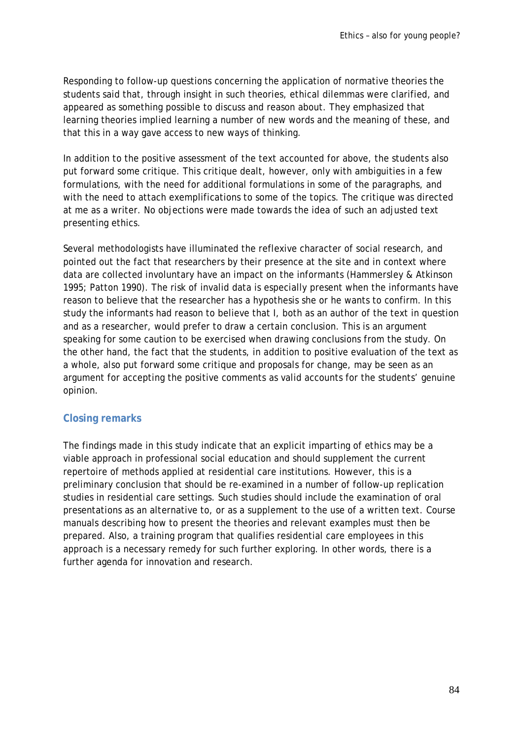Responding to follow-up questions concerning the application of normative theories the students said that, through insight in such theories, ethical dilemmas were clarified, and appeared as something possible to discuss and reason about. They emphasized that learning theories implied learning a number of new words and the meaning of these, and that this in a way gave access to new ways of thinking.

In addition to the positive assessment of the text accounted for above, the students also put forward some critique. This critique dealt, however, only with ambiguities in a few formulations, with the need for additional formulations in some of the paragraphs, and with the need to attach exemplifications to some of the topics. The critique was directed at me as a writer. No objections were made towards the idea of such an adjusted text presenting ethics.

Several methodologists have illuminated the reflexive character of social research, and pointed out the fact that researchers by their presence at the site and in context where data are collected involuntary have an impact on the informants (Hammersley & Atkinson 1995; Patton 1990). The risk of invalid data is especially present when the informants have reason to believe that the researcher has a hypothesis she or he wants to confirm. In this study the informants had reason to believe that I, both as an author of the text in question and as a researcher, would prefer to draw a certain conclusion. This is an argument speaking for some caution to be exercised when drawing conclusions from the study. On the other hand, the fact that the students, in addition to positive evaluation of the text as a whole, also put forward some critique and proposals for change, may be seen as an argument for accepting the positive comments as valid accounts for the students' genuine opinion.

## Closing remarks

The findings made in this study indicate that an explicit imparting of ethics may be a viable approach in professional social education and should supplement the current repertoire of methods applied at residential care institutions. However, this is a preliminary conclusion that should be re-examined in a number of follow-up replication studies in residential care settings. Such studies should include the examination of oral presentations as an alternative to, or as a supplement to the use of a written text. Course manuals describing how to present the theories and relevant examples must then be prepared. Also, a training program that qualifies residential care employees in this approach is a necessary remedy for such further exploring. In other words, there is a further agenda for innovation and research.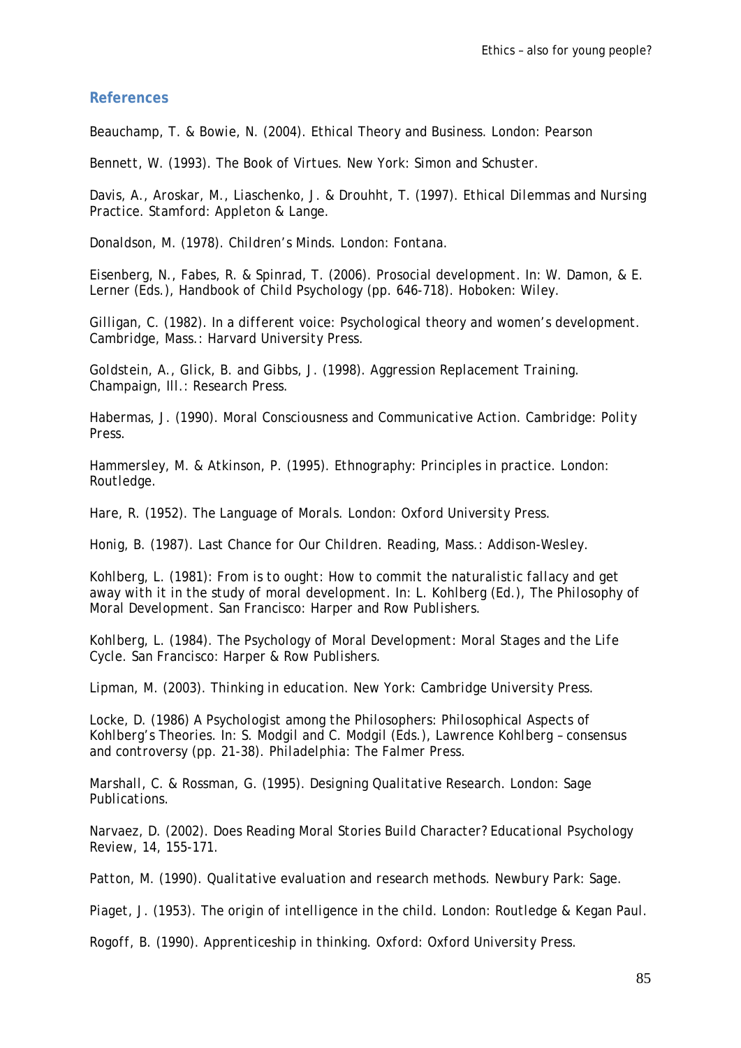## References

Beauchamp, T. & Bowie, N. (2004). *Ethical Theory and Business*. London: Pearson

Bennett, W. (1993). *The Book of Virtues*. New York: Simon and Schuster.

Davis, A., Aroskar, M., Liaschenko, J. & Drouhht, T. (1997). *Ethical Dilemmas and Nursing Practice*. Stamford: Appleton & Lange.

Donaldson, M. (1978). *Children's Minds*. London: Fontana.

Eisenberg, N., Fabes, R. & Spinrad, T. (2006). Prosocial development. In: W. Damon, & E. Lerner (Eds.), *Handbook of Child Psychology* (pp. 646-718). Hoboken: Wiley.

Gilligan, C. (1982). *In a different voice: Psychological theory and women's development*. Cambridge, Mass.: Harvard University Press.

Goldstein, A., Glick, B. and Gibbs, J. (1998). *Aggression Replacement Training*. Champaign, Ill.: Research Press.

Habermas, J. (1990). *Moral Consciousness and Communicative Action*. Cambridge: Polity Press.

Hammersley, M. & Atkinson, P. (1995). *Ethnography: Principles in practice*. London: Routledge.

Hare, R. (1952). *The Language of Morals*. London: Oxford University Press.

Honig, B. (1987). *Last Chance for Our Children*. Reading, Mass.: Addison-Wesley.

Kohlberg, L. (1981): From is to ought: How to commit the naturalistic fallacy and get away with it in the study of moral development. In: L. Kohlberg (Ed.), *The Philosophy of Moral Development*. San Francisco: Harper and Row Publishers.

Kohlberg, L. (1984). *The Psychology of Moral Development: Moral Stages and the Life Cycle*. San Francisco: Harper & Row Publishers.

Lipman, M. (2003). *Thinking in education*. New York: Cambridge University Press.

Locke, D. (1986) A Psychologist among the Philosophers: Philosophical Aspects of Kohlberg's Theories. In: S. Modgil and C. Modgil (Eds.), *Lawrence Kohlberg – consensus and controversy* (pp. 21-38). Philadelphia: The Falmer Press.

Marshall, C. & Rossman, G. (1995). *Designing Qualitative Research*. London: Sage Publications.

Narvaez, D. (2002). Does Reading Moral Stories Build Character? *Educational Psychology Review*, 14, 155-171.

Patton, M. (1990). *Qualitative evaluation and research methods*. Newbury Park: Sage.

Piaget, J. (1953). *The origin of intelligence in the child*. London: Routledge & Kegan Paul.

Rogoff, B. (1990). *Apprenticeship in thinking*. Oxford: Oxford University Press.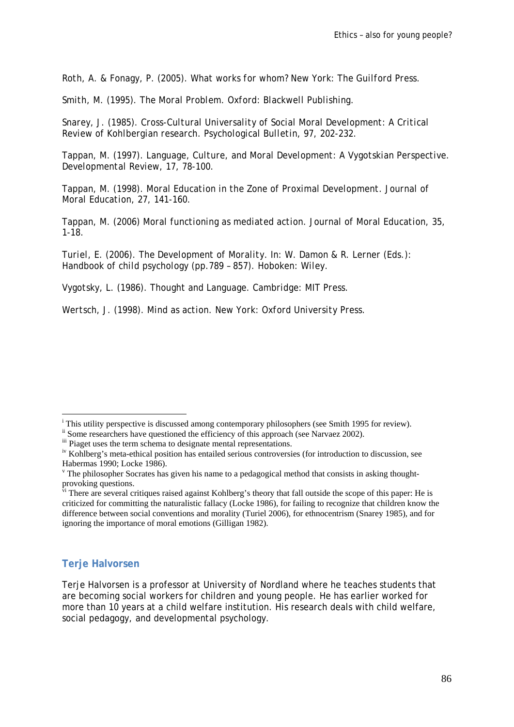Roth, A. & Fonagy, P. (2005). *What works for whom?* New York: The Guilford Press.

Smith, M. (1995). *The Moral Problem*. Oxford: Blackwell Publishing.

Snarey, J. (1985). Cross-Cultural Universality of Social Moral Development: A Critical Review of Kohlbergian research. *Psychological Bulletin*, 97, 202-232.

Tappan, M. (1997). Language, Culture, and Moral Development: A Vygotskian Perspective. *Developmental Review*, 17, 78-100.

Tappan, M. (1998). Moral Education in the Zone of Proximal Development. *Journal of Moral Education*, 27, 141-160.

Tappan, M. (2006) Moral functioning as mediated action. *Journal of Moral Education*, 35, 1-18.

Turiel, E. (2006). The Development of Morality. In: W. Damon & R. Lerner (Eds.): *Handbook of child psychology* (pp.789 – 857). Hoboken: Wiley.

Vygotsky, L. (1986). *Thought and Language*. Cambridge: MIT Press.

Wertsch, J. (1998). *Mind as action*. New York: Oxford University Press.

---

[i] This utility perspective is discussed among contemporary philosophers (see Smith 1995 for review).

[ii] Some researchers have questioned the efficiency of this approach (see Narvaez 2002).

[iii] Piaget uses the term schema to designate mental representations.

[iv] Kohlberg's meta-ethical position has entailed serious controversies (for introduction to discussion, see Habermas 1990; Locke 1986).

[v] The philosopher Socrates has given his name to a pedagogical method that consists in asking thought-provoking questions.

[vi] There are several critiques raised against Kohlberg's theory that fall outside the scope of this paper: He is criticized for committing the naturalistic fallacy (Locke 1986), for failing to recognize that children know the difference between social conventions and morality (Turiel 2006), for ethnocentrism (Snarey 1985), and for ignoring the importance of moral emotions (Gilligan 1982).

## Terje Halvorsen

Terje Halvorsen is a professor at University of Nordland where he teaches students that are becoming social workers for children and young people. He has earlier worked for more than 10 years at a child welfare institution. His research deals with child welfare, social pedagogy, and developmental psychology.